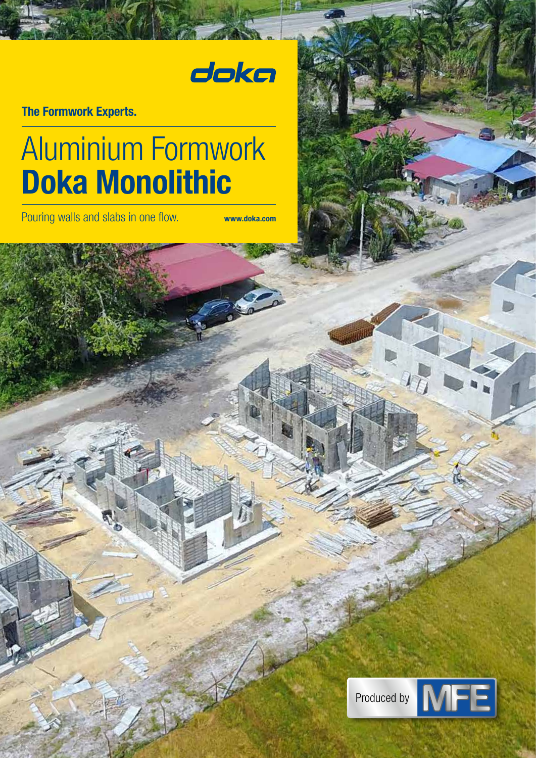doka

**The Formwork Experts.**

# Aluminium Formwork
# **Doka Monolithic**

Pouring walls and slabs in one flow.

**www.doka.com**

Produced by MFE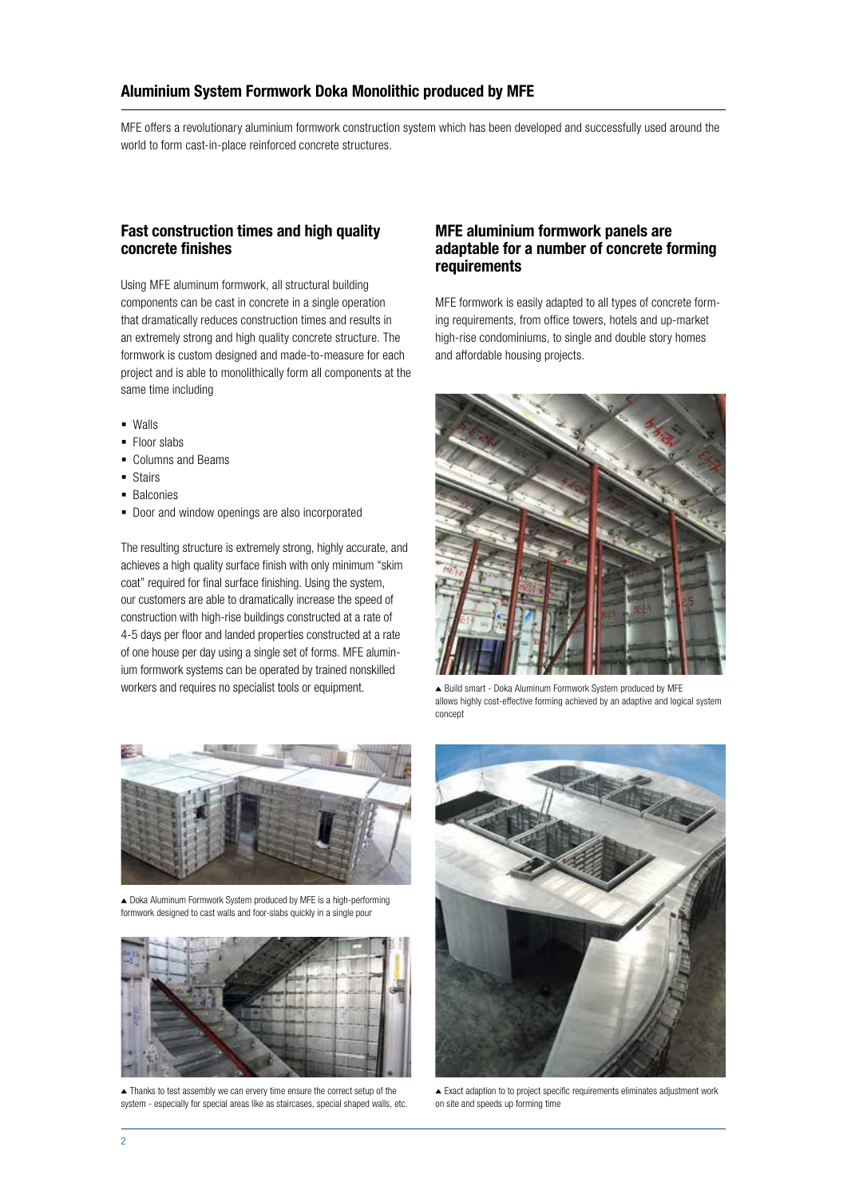## Aluminium System Formwork Doka Monolithic produced by MFE

MFE offers a revolutionary aluminium formwork construction system which has been developed and successfully used around the world to form cast-in-place reinforced concrete structures.

### Fast construction times and high quality concrete finishes

Using MFE aluminum formwork, all structural building components can be cast in concrete in a single operation that dramatically reduces construction times and results in an extremely strong and high quality concrete structure. The formwork is custom designed and made-to-measure for each project and is able to monolithically form all components at the same time including

- Walls
- Floor slabs
- Columns and Beams
- Stairs
- Balconies
- Door and window openings are also incorporated

The resulting structure is extremely strong, highly accurate, and achieves a high quality surface finish with only minimum "skim coat" required for final surface finishing. Using the system, our customers are able to dramatically increase the speed of construction with high-rise buildings constructed at a rate of 4-5 days per floor and landed properties constructed at a rate of one house per day using a single set of forms. MFE aluminium formwork systems can be operated by trained nonskilled workers and requires no specialist tools or equipment.

### MFE aluminium formwork panels are adaptable for a number of concrete forming requirements

MFE formwork is easily adapted to all types of concrete forming requirements, from office towers, hotels and up-market high-rise condominiums, to single and double story homes and affordable housing projects.

▲ Build smart - Doka Aluminum Formwork System produced by MFE allows highly cost-effective forming achieved by an adaptive and logical system concept

▲ Doka Aluminum Formwork System produced by MFE is a high-performing formwork designed to cast walls and foor-slabs quickly in a single pour

▲ Thanks to test assembly we can ervery time ensure the correct setup of the system - especially for special areas like as staircases, special shaped walls, etc.

▲ Exact adaption to to project specific requirements eliminates adjustment work on site and speeds up forming time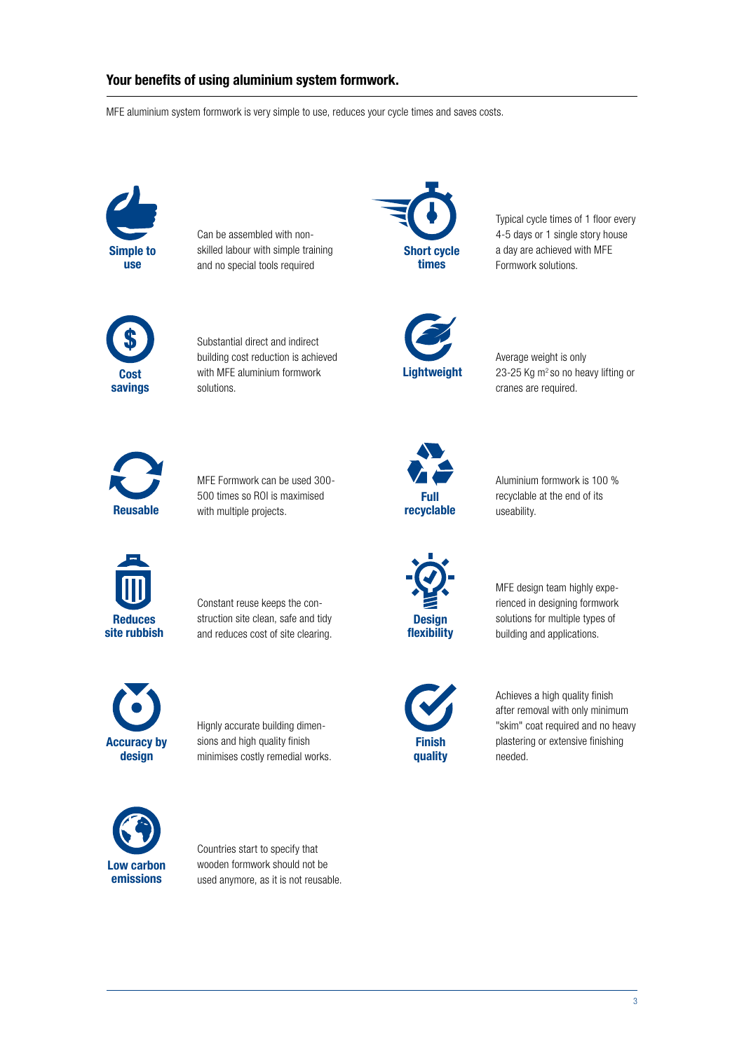## Your benefits of using aluminium system formwork.

MFE aluminium system formwork is very simple to use, reduces your cycle times and saves costs.

**Simple to use**

Can be assembled with non-skilled labour with simple training and no special tools required

**Short cycle times**

Typical cycle times of 1 floor every 4-5 days or 1 single story house a day are achieved with MFE Formwork solutions.

**Cost savings**

Substantial direct and indirect building cost reduction is achieved with MFE aluminium formwork solutions.

**Lightweight**

Average weight is only 23-25 Kg $m^2$ so no heavy lifting or cranes are required.

**Reusable**

MFE Formwork can be used 300-500 times so ROI is maximised with multiple projects.

**Full recyclable**

Aluminium formwork is 100 % recyclable at the end of its useability.

**Reduces site rubbish**

Constant reuse keeps the construction site clean, safe and tidy and reduces cost of site clearing.

**Design flexibility**

MFE design team highly experienced in designing formwork solutions for multiple types of building and applications.

**Accuracy by design**

Hignly accurate building dimensions and high quality finish minimises costly remedial works.

**Finish quality**

Achieves a high quality finish after removal with only minimum "skim" coat required and no heavy plastering or extensive finishing needed.

**Low carbon emissions**

Countries start to specify that wooden formwork should not be used anymore, as it is not reusable.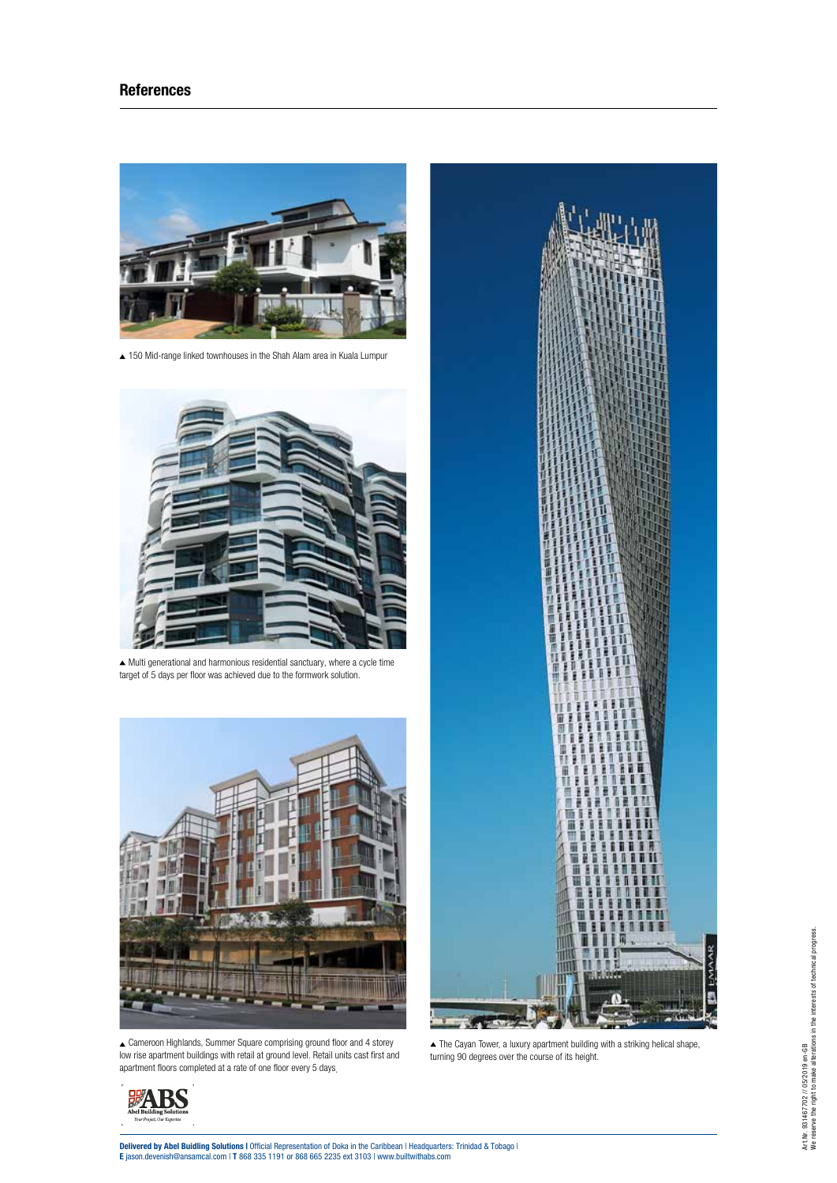## References

▲ 150 Mid-range linked townhouses in the Shah Alam area in Kuala Lumpur

▲ Multi generational and harmonious residential sanctuary, where a cycle time target of 5 days per floor was achieved due to the formwork solution.

▲ Cameroon Highlands, Summer Square comprising ground floor and 4 storey low rise apartment buildings with retail at ground level. Retail units cast first and apartment floors completed at a rate of one floor every 5 days.

▲ The Cayan Tower, a luxury apartment building with a striking helical shape, turning 90 degrees over the course of its height.

**Delivered by Abel Buidling Solutions |** Official Representation of Doka in the Caribbean | Headquarters: Trinidad & Tobago |
**E** jason.devenish@ansamcal.com | **T** 868 335 1191 or 868 665 2235 ext 3103 | www.builtwithabs.com

Art.Nr. 931467702 // 05/2019 en-GB
We reserve the right to make alterations in the interests of technical progress.